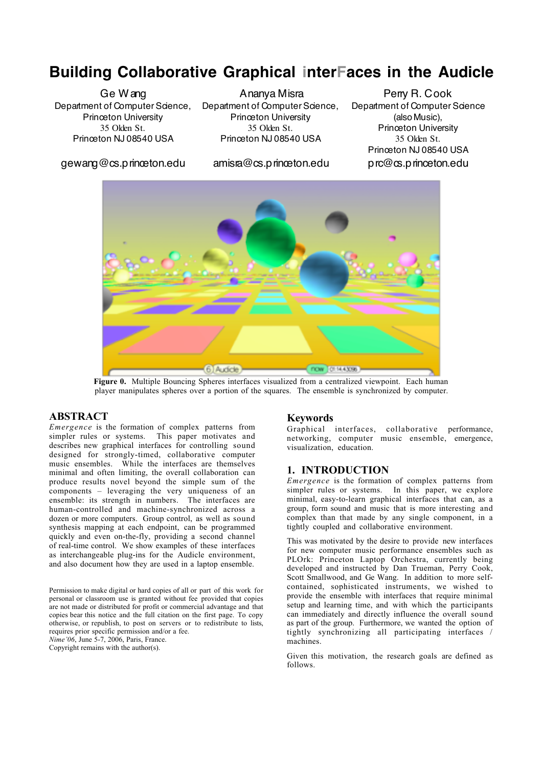# Building Collaborative Graphical interFaces in the Audicle

Ge Wang
Department of Computer Science,
Princeton University
35 Olden St.
Princeton NJ 08540 USA
gewang@cs.princeton.edu

Ananya Misra
Department of Computer Science,
Princeton University
35 Olden St.
Princeton NJ 08540 USA
amisra@cs.princeton.edu

Perry R. Cook
Department of Computer Science
(also Music),
Princeton University
35 Olden St.
Princeton NJ 08540 USA
prc@cs.princeton.edu

**Figure 0.** Multiple Bouncing Spheres interfaces visualized from a centralized viewpoint. Each human player manipulates spheres over a portion of the squares. The ensemble is synchronized by computer.

## ABSTRACT

*Emergence* is the formation of complex patterns from simpler rules or systems. This paper motivates and describes new graphical interfaces for controlling sound designed for strongly-timed, collaborative computer music ensembles. While the interfaces are themselves minimal and often limiting, the overall collaboration can produce results novel beyond the simple sum of the components – leveraging the very uniqueness of an ensemble: its strength in numbers. The interfaces are human-controlled and machine-synchronized across a dozen or more computers. Group control, as well as sound synthesis mapping at each endpoint, can be programmed quickly and even on-the-fly, providing a second channel of real-time control. We show examples of these interfaces as interchangeable plug-ins for the Audicle environment, and also document how they are used in a laptop ensemble.

Permission to make digital or hard copies of all or part of this work for personal or classroom use is granted without fee provided that copies are not made or distributed for profit or commercial advantage and that copies bear this notice and the full citation on the first page. To copy otherwise, or republish, to post on servers or to redistribute to lists, requires prior specific permission and/or a fee.
*Nime'06*, June 5-7, 2006, Paris, France.
Copyright remains with the author(s).

## Keywords

Graphical interfaces, collaborative performance, networking, computer music ensemble, emergence, visualization, education.

## 1. INTRODUCTION

*Emergence* is the formation of complex patterns from simpler rules or systems. In this paper, we explore minimal, easy-to-learn graphical interfaces that can, as a group, form sound and music that is more interesting and complex than that made by any single component, in a tightly coupled and collaborative environment.

This was motivated by the desire to provide new interfaces for new computer music performance ensembles such as PLOrk: Princeton Laptop Orchestra, currently being developed and instructed by Dan Trueman, Perry Cook, Scott Smallwood, and Ge Wang. In addition to more self-contained, sophisticated instruments, we wished to provide the ensemble with interfaces that require minimal setup and learning time, and with which the participants can immediately and directly influence the overall sound as part of the group. Furthermore, we wanted the option of tightly synchronizing all participating interfaces / machines.

Given this motivation, the research goals are defined as follows.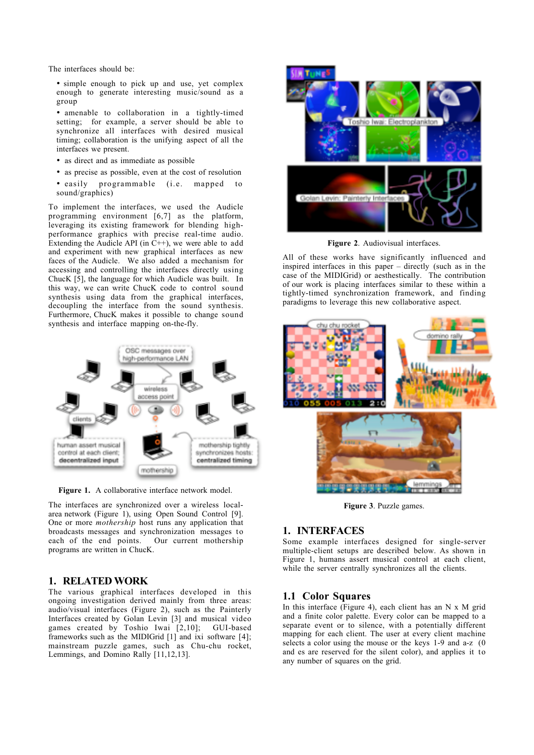The interfaces should be:

- simple enough to pick up and use, yet complex enough to generate interesting music/sound as a group
- amenable to collaboration in a tightly-timed setting; for example, a server should be able to synchronize all interfaces with desired musical timing; collaboration is the unifying aspect of all the interfaces we present.
- as direct and as immediate as possible
- as precise as possible, even at the cost of resolution
- easily programmable (i.e. mapped to sound/graphics)

To implement the interfaces, we used the Audicle programming environment [6,7] as the platform, leveraging its existing framework for blending high-performance graphics with precise real-time audio. Extending the Audicle API (in C++), we were able to add and experiment with new graphical interfaces as new faces of the Audicle. We also added a mechanism for accessing and controlling the interfaces directly using ChucK [5], the language for which Audicle was built. In this way, we can write ChucK code to control sound synthesis using data from the graphical interfaces, decoupling the interface from the sound synthesis. Furthermore, ChucK makes it possible to change sound synthesis and interface mapping on-the-fly.

**Figure 1.** A collaborative interface network model.

The interfaces are synchronized over a wireless local-area network (Figure 1), using Open Sound Control [9]. One or more *mothership* host runs any application that broadcasts messages and synchronization messages to each of the end points. Our current mothership programs are written in ChucK.

## 1. RELATED WORK

The various graphical interfaces developed in this ongoing investigation derived mainly from three areas: audio/visual interfaces (Figure 2), such as the Painterly Interfaces created by Golan Levin [3] and musical video games created by Toshio Iwai [2,10]; GUI-based frameworks such as the MIDIGrid [1] and ixi software [4]; mainstream puzzle games, such as Chu-chu rocket, Lemmings, and Domino Rally [11,12,13].

**Figure 2**. Audiovisual interfaces.

All of these works have significantly influenced and inspired interfaces in this paper – directly (such as in the case of the MIDIGrid) or aesthetically. The contribution of our work is placing interfaces similar to these within a tightly-timed synchronization framework, and finding paradigms to leverage this new collaborative aspect.

**Figure 3**. Puzzle games.

## 1. INTERFACES

Some example interfaces designed for single-server multiple-client setups are described below. As shown in Figure 1, humans assert musical control at each client, while the server centrally synchronizes all the clients.

### 1.1 Color Squares

In this interface (Figure 4), each client has an N x M grid and a finite color palette. Every color can be mapped to a separate event or to silence, with a potentially different mapping for each client. The user at every client machine selects a color using the mouse or the keys 1-9 and a-z (0 and es are reserved for the silent color), and applies it to any number of squares on the grid.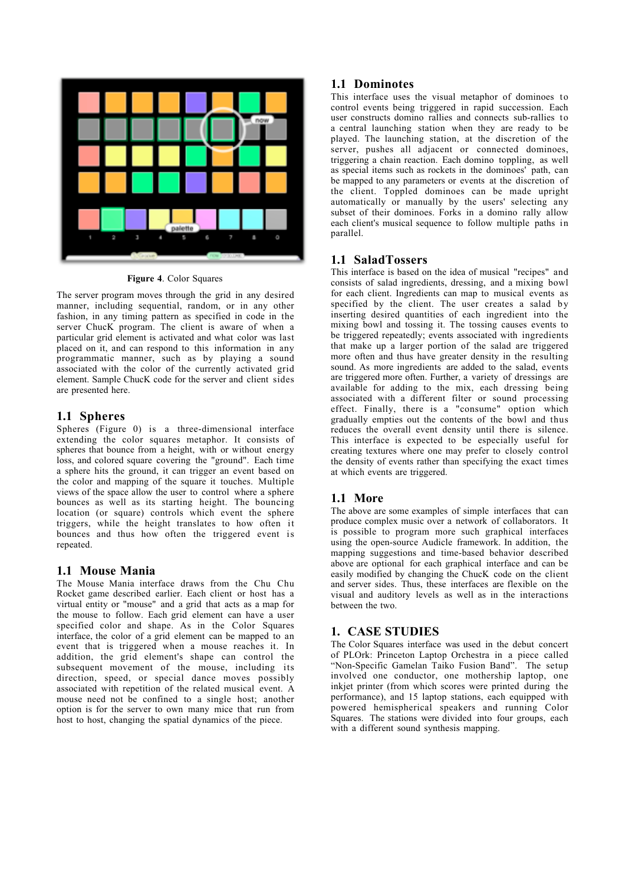**Figure 4**. Color Squares

The server program moves through the grid in any desired manner, including sequential, random, or in any other fashion, in any timing pattern as specified in code in the server ChucK program. The client is aware of when a particular grid element is activated and what color was last placed on it, and can respond to this information in any programmatic manner, such as by playing a sound associated with the color of the currently activated grid element. Sample ChucK code for the server and client sides are presented here.

## 1.1 Spheres

Spheres (Figure 0) is a three-dimensional interface extending the color squares metaphor. It consists of spheres that bounce from a height, with or without energy loss, and colored square covering the "ground". Each time a sphere hits the ground, it can trigger an event based on the color and mapping of the square it touches. Multiple views of the space allow the user to control where a sphere bounces as well as its starting height. The bouncing location (or square) controls which the sphere triggers, while the height translates to how often it bounces and thus how often the triggered event is repeated.

## 1.1 Mouse Mania

The Mouse Mania interface draws from the Chu Chu Rocket game described earlier. Each client or host has a virtual entity or "mouse" and a grid that acts as a map for the mouse to follow. Each grid element can have a user specified color and shape. As in the Color Squares interface, the color of a grid element can be mapped to an event that is triggered when a mouse reaches it. In addition, the grid element's shape can control the subsequent movement of the mouse, including its direction, speed, or special dance moves possibly associated with repetition of the related musical event. A mouse need not be confined to a single host; another option is for the server to own many mice that run from host to host, changing the spatial dynamics of the piece.

## 1.1 Dominotes

This interface uses the visual metaphor of dominoes to control events being triggered in rapid succession. Each user constructs domino rallies and connects sub-rallies to a central launching station when they are ready to be played. The launching station, at the discretion of the server, pushes all adjacent or connected dominoes, triggering a chain reaction. Each domino toppling, as well as special items such as rockets in the dominoes' path, can be mapped to any parameters or events at the discretion of the client. Toppled dominoes can be made upright automatically or manually by the users' selecting any subset of their dominoes. Forks in a domino rally allow each client's musical sequence to follow multiple paths in parallel.

## 1.1 SaladTossers

This interface is based on the idea of musical "recipes" and consists of salad ingredients, dressing, and a mixing bowl for each client. Ingredients can map to musical events as specified by the client. The user creates a salad by inserting desired quantities of each ingredient into the mixing bowl and tossing it. The tossing causes events to be triggered repeatedly; events associated with ingredients that make up a larger portion of the salad are triggered more often and thus have greater density in the resulting sound. As more ingredients are added to the salad, events are triggered more often. Further, a variety of dressings are available for adding to the mix, each dressing being associated with a different filter or sound processing effect. Finally, there is a "consume" option which gradually empties out the contents of the bowl and thus reduces the overall event density until there is silence. This interface is expected to be especially useful for creating textures where one may prefer to closely control the density of events rather than specifying the exact times at which events are triggered.

## 1.1 More

The above are some examples of simple interfaces that can produce complex music over a network of collaborators. It is possible to program more such graphical interfaces using the open-source Audicle framework. In addition, the mapping suggestions and time-based behavior described above are optional for each graphical interface and can be easily modified by changing the ChucK code on the client and server sides. Thus, these interfaces are flexible on the visual and auditory levels as well as in the interactions between the two.

# 1. CASE STUDIES

The Color Squares interface was used in the debut concert of PLOrk: Princeton Laptop Orchestra in a piece called "Non-Specific Gamelan Taiko Fusion Band". The setup involved one conductor, one mothership laptop, one inkjet printer (from which scores were printed during the performance), and 15 laptop stations, each equipped with powered hemispherical speakers and running Color Squares. The stations were divided into four groups, each with a different sound synthesis mapping.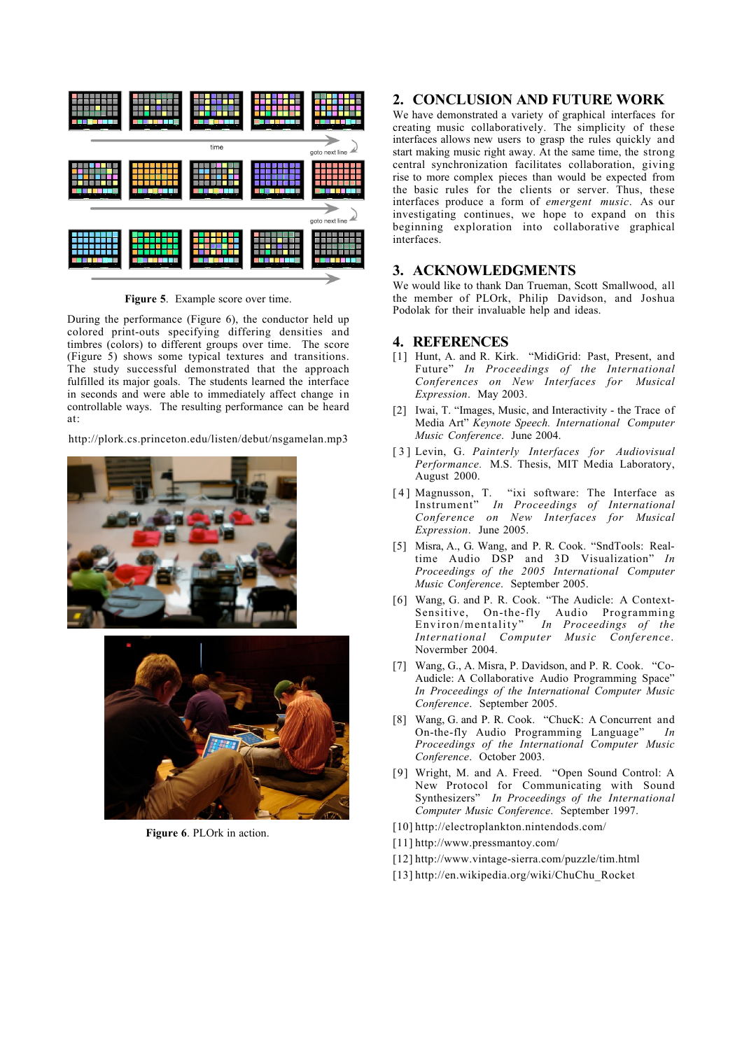time

goto next line

goto next line

**Figure 5**. Example score over time.

During the performance (Figure 6), the conductor held up colored print-outs specifying differing densities and timbres (colors) to different groups over time. The score (Figure 5) shows some typical textures and transitions. The study successful demonstrated that the approach fulfilled its major goals. The students learned the interface in seconds and were able to immediately affect change in controllable ways. The resulting performance can be heard at:

http://plork.cs.princeton.edu/listen/debut/nsgamelan.mp3

**Figure 6**. PLOrk in action.

## 2. CONCLUSION AND FUTURE WORK

We have demonstrated a variety of graphical interfaces for creating music collaboratively. The simplicity of these interfaces allows new users to grasp the rules quickly and start making music right away. At the same time, the strong central synchronization facilitates collaboration, giving rise to more complex pieces than would be expected from the basic rules for the clients or server. Thus, these interfaces produce a form of *emergent music*. As our investigating continues, we hope to expand on this beginning exploration into collaborative graphical interfaces.

## 3. ACKNOWLEDGMENTS

We would like to thank Dan Trueman, Scott Smallwood, all the member of PLOrk, Philip Davidson, and Joshua Podolak for their invaluable help and ideas.

## 4. REFERENCES

[1] Hunt, A. and R. Kirk. "MidiGrid: Past, Present, and Future" *In Proceedings of the International Conferences on New Interfaces for Musical Expression*. May 2003.

[2] Iwai, T. "Images, Music, and Interactivity - the Trace of Media Art" *Keynote Speech. International Computer Music Conference*. June 2004.

[3] Levin, G. *Painterly Interfaces for Audiovisual Performance*. M.S. Thesis, MIT Media Laboratory, August 2000.

[4] Magnusson, T. "ixi software: The Interface as Instrument" *In Proceedings of International Conference on New Interfaces for Musical Expression*. June 2005.

[5] Misra, A., G. Wang, and P. R. Cook. "SndTools: Real-time Audio DSP and 3D Visualization" *In Proceedings of the 2005 International Computer Music Conference*. September 2005.

[6] Wang, G. and P. R. Cook. "The Audicle: A Context-Sensitive, On-the-fly Audio Programming Environ/mentality" *In Proceedings of the International Computer Music Conference*. Novermber 2004.

[7] Wang, G., A. Misra, P. Davidson, and P. R. Cook. "Co-Audicle: A Collaborative Audio Programming Space" *In Proceedings of the International Computer Music Conference*. September 2005.

[8] Wang, G. and P. R. Cook. "ChucK: A Concurrent and On-the-fly Audio Programming Language" *In Proceedings of the International Computer Music Conference*. October 2003.

[9] Wright, M. and A. Freed. "Open Sound Control: A New Protocol for Communicating with Sound Synthesizers" *In Proceedings of the International Computer Music Conference*. September 1997.

[10] http://electroplankton.nintendods.com/

[11] http://www.pressmantoy.com/

[12] http://www.vintage-sierra.com/puzzle/tim.html

[13] http://en.wikipedia.org/wiki/ChuChu_Rocket